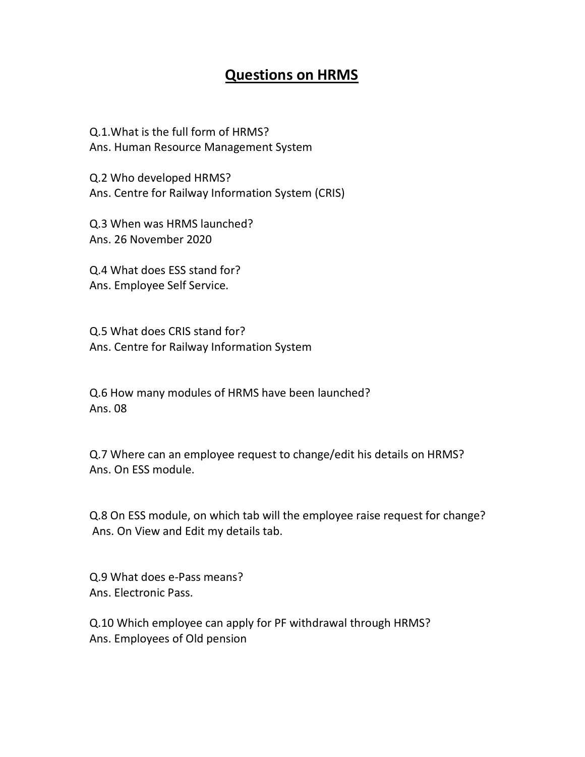# Questions on HRMS

Q.1.What is the full form of HRMS?
Ans. Human Resource Management System

Q.2 Who developed HRMS?
Ans. Centre for Railway Information System (CRIS)

Q.3 When was HRMS launched?
Ans. 26 November 2020

Q.4 What does ESS stand for?
Ans. Employee Self Service.

Q.5 What does CRIS stand for?
Ans. Centre for Railway Information System

Q.6 How many modules of HRMS have been launched?
Ans. 08

Q.7 Where can an employee request to change/edit his details on HRMS?
Ans. On ESS module.

Q.8 On ESS module, on which tab will the employee raise request for change?
Ans. On View and Edit my details tab.

Q.9 What does e-Pass means?
Ans. Electronic Pass.

Q.10 Which employee can apply for PF withdrawal through HRMS?
Ans. Employees of Old pension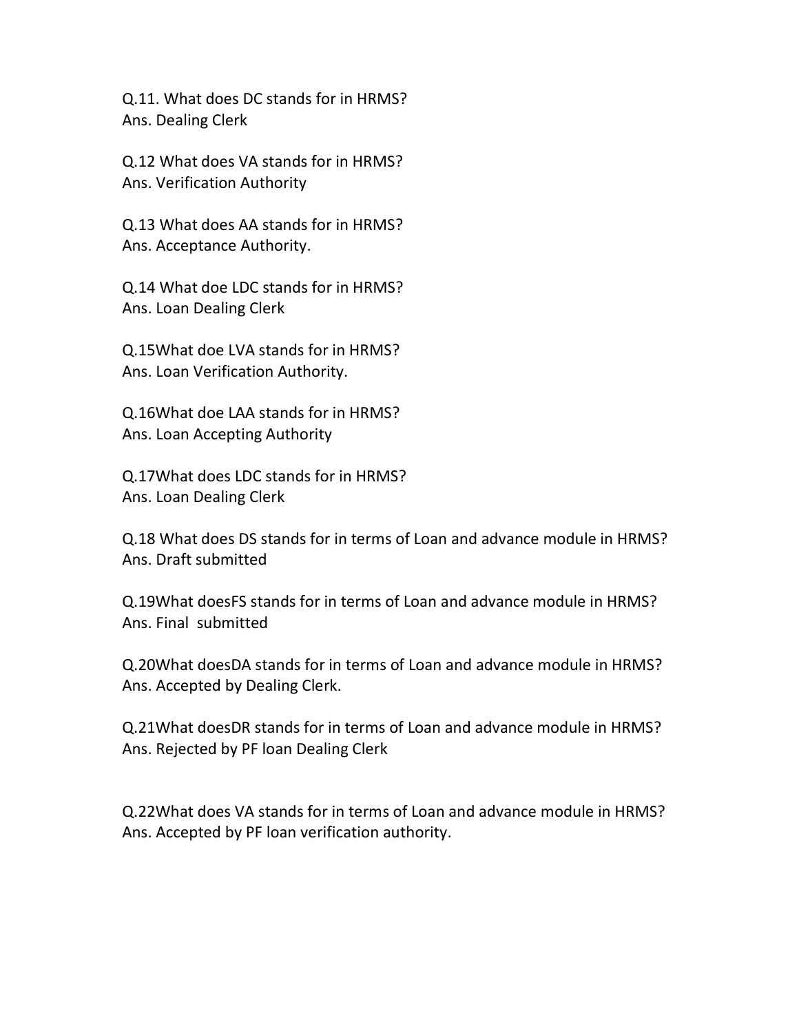Q.11. What does DC stands for in HRMS?
Ans. Dealing Clerk

Q.12 What does VA stands for in HRMS?
Ans. Verification Authority

Q.13 What does AA stands for in HRMS?
Ans. Acceptance Authority.

Q.14 What doe LDC stands for in HRMS?
Ans. Loan Dealing Clerk

Q.15What doe LVA stands for in HRMS?
Ans. Loan Verification Authority.

Q.16What doe LAA stands for in HRMS?
Ans. Loan Accepting Authority

Q.17What does LDC stands for in HRMS?
Ans. Loan Dealing Clerk

Q.18 What does DS stands for in terms of Loan and advance module in HRMS?
Ans. Draft submitted

Q.19What doesFS stands for in terms of Loan and advance module in HRMS?
Ans. Final submitted

Q.20What doesDA stands for in terms of Loan and advance module in HRMS?
Ans. Accepted by Dealing Clerk.

Q.21What doesDR stands for in terms of Loan and advance module in HRMS?
Ans. Rejected by PF loan Dealing Clerk

Q.22What does VA stands for in terms of Loan and advance module in HRMS?
Ans. Accepted by PF loan verification authority.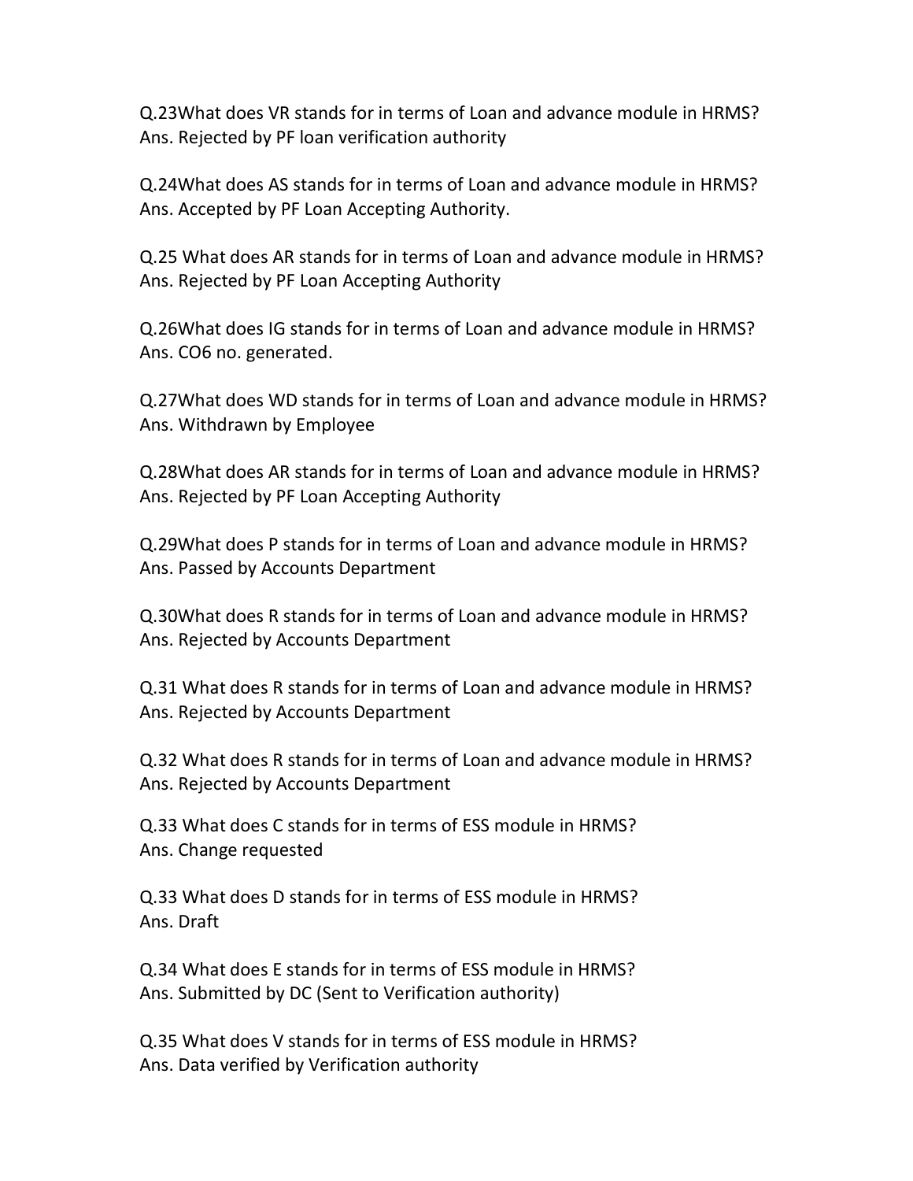Q.23What does VR stands for in terms of Loan and advance module in HRMS?
Ans. Rejected by PF loan verification authority

Q.24What does AS stands for in terms of Loan and advance module in HRMS?
Ans. Accepted by PF Loan Accepting Authority.

Q.25 What does AR stands for in terms of Loan and advance module in HRMS?
Ans. Rejected by PF Loan Accepting Authority

Q.26What does IG stands for in terms of Loan and advance module in HRMS?
Ans. CO6 no. generated.

Q.27What does WD stands for in terms of Loan and advance module in HRMS?
Ans. Withdrawn by Employee

Q.28What does AR stands for in terms of Loan and advance module in HRMS?
Ans. Rejected by PF Loan Accepting Authority

Q.29What does P stands for in terms of Loan and advance module in HRMS?
Ans. Passed by Accounts Department

Q.30What does R stands for in terms of Loan and advance module in HRMS?
Ans. Rejected by Accounts Department

Q.31 What does R stands for in terms of Loan and advance module in HRMS?
Ans. Rejected by Accounts Department

Q.32 What does R stands for in terms of Loan and advance module in HRMS?
Ans. Rejected by Accounts Department

Q.33 What does C stands for in terms of ESS module in HRMS?
Ans. Change requested

Q.33 What does D stands for in terms of ESS module in HRMS?
Ans. Draft

Q.34 What does E stands for in terms of ESS module in HRMS?
Ans. Submitted by DC (Sent to Verification authority)

Q.35 What does V stands for in terms of ESS module in HRMS?
Ans. Data verified by Verification authority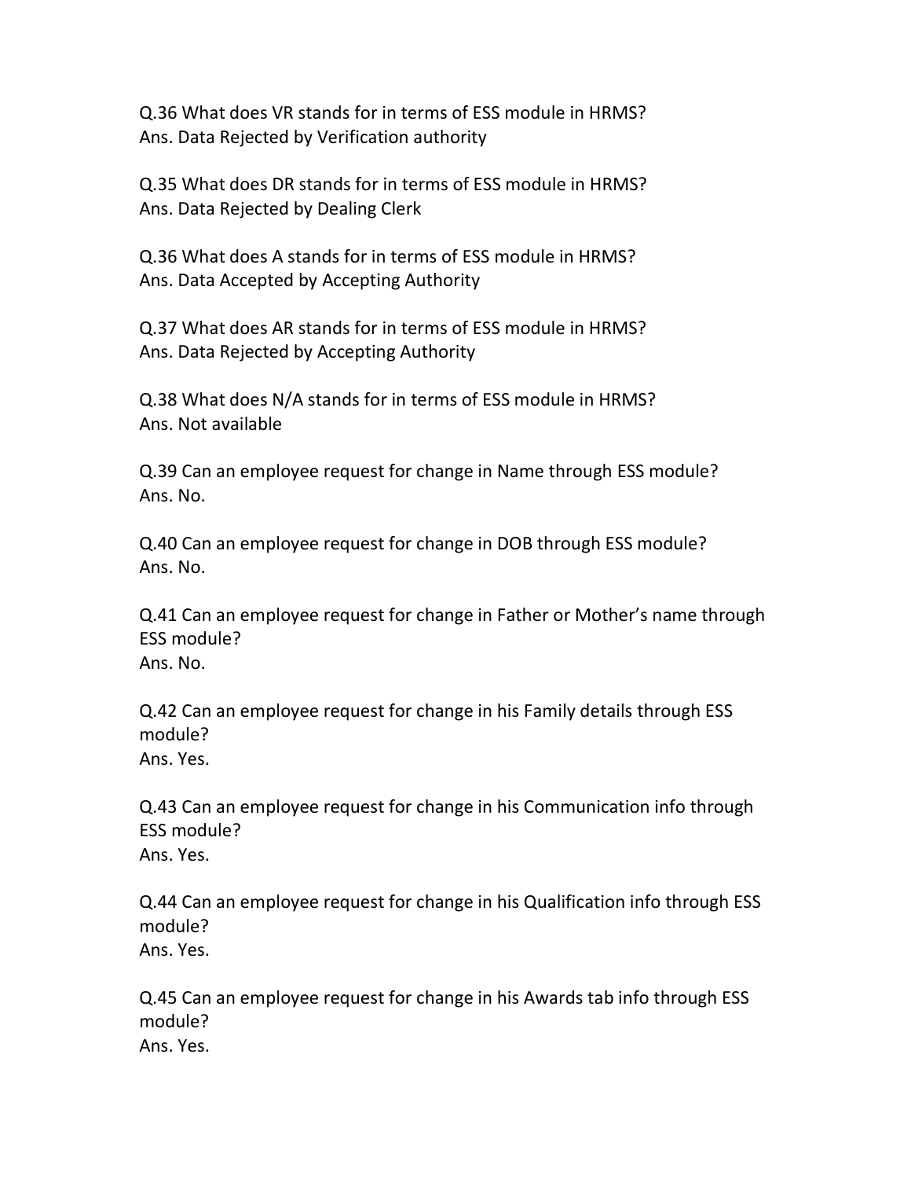Q.36 What does VR stands for in terms of ESS module in HRMS?
Ans. Data Rejected by Verification authority

Q.35 What does DR stands for in terms of ESS module in HRMS?
Ans. Data Rejected by Dealing Clerk

Q.36 What does A stands for in terms of ESS module in HRMS?
Ans. Data Accepted by Accepting Authority

Q.37 What does AR stands for in terms of ESS module in HRMS?
Ans. Data Rejected by Accepting Authority

Q.38 What does N/A stands for in terms of ESS module in HRMS?
Ans. Not available

Q.39 Can an employee request for change in Name through ESS module?
Ans. No.

Q.40 Can an employee request for change in DOB through ESS module?
Ans. No.

Q.41 Can an employee request for change in Father or Mother's name through ESS module?
Ans. No.

Q.42 Can an employee request for change in his Family details through ESS module?
Ans. Yes.

Q.43 Can an employee request for change in his Communication info through ESS module?
Ans. Yes.

Q.44 Can an employee request for change in his Qualification info through ESS module?
Ans. Yes.

Q.45 Can an employee request for change in his Awards tab info through ESS module?
Ans. Yes.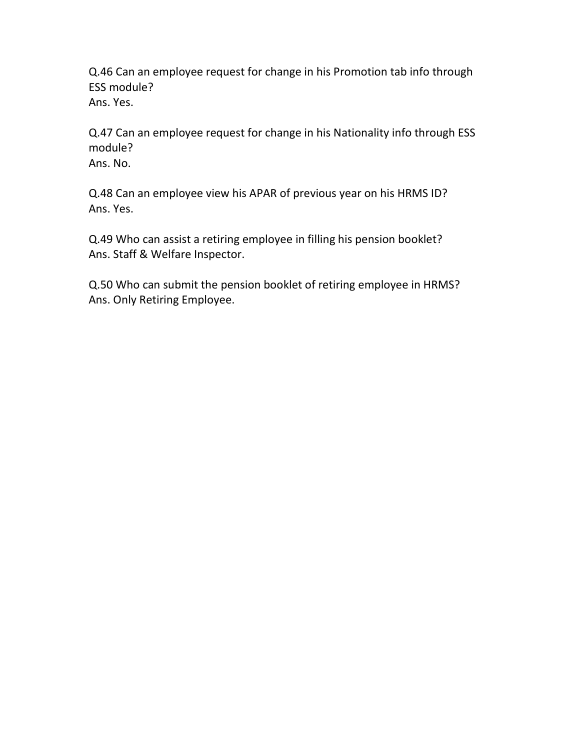Q.46 Can an employee request for change in his Promotion tab info through ESS module?
Ans. Yes.

Q.47 Can an employee request for change in his Nationality info through ESS module?
Ans. No.

Q.48 Can an employee view his APAR of previous year on his HRMS ID?
Ans. Yes.

Q.49 Who can assist a retiring employee in filling his pension booklet?
Ans. Staff & Welfare Inspector.

Q.50 Who can submit the pension booklet of retiring employee in HRMS?
Ans. Only Retiring Employee.